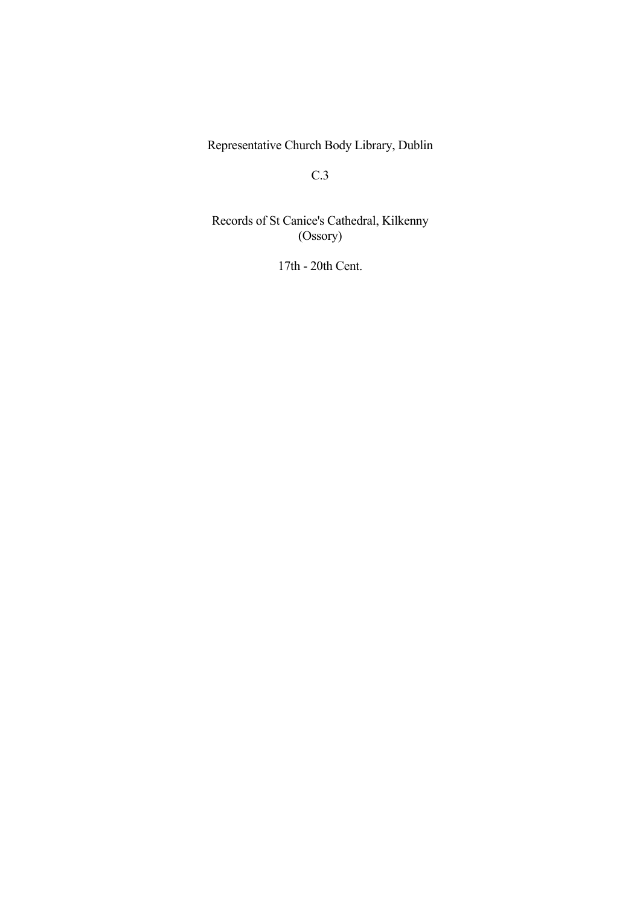Representative Church Body Library, Dublin

C.3

# Records of St Canice's Cathedral, Kilkenny (Ossory)

17th - 20th Cent.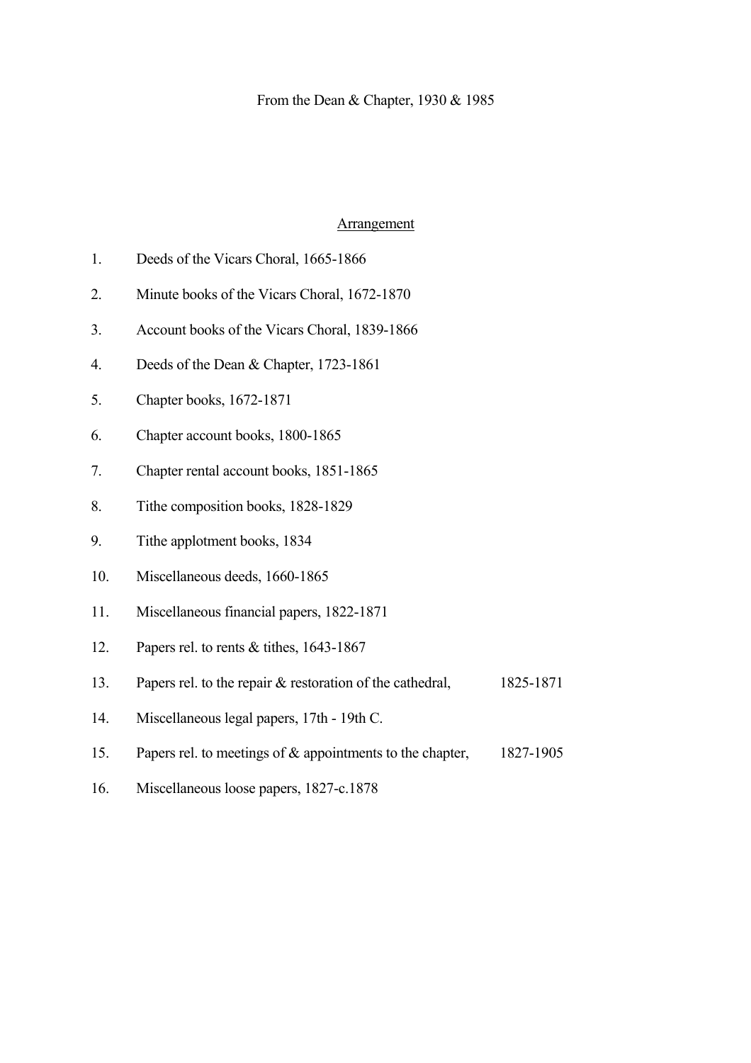From the Dean & Chapter, 1930 & 1985

## Arrangement

1. Deeds of the Vicars Choral, 1665-1866
2. Minute books of the Vicars Choral, 1672-1870
3. Account books of the Vicars Choral, 1839-1866
4. Deeds of the Dean & Chapter, 1723-1861
5. Chapter books, 1672-1871
6. Chapter account books, 1800-1865
7. Chapter rental account books, 1851-1865
8. Tithe composition books, 1828-1829
9. Tithe applotment books, 1834
10. Miscellaneous deeds, 1660-1865
11. Miscellaneous financial papers, 1822-1871
12. Papers rel. to rents & tithes, 1643-1867
13. Papers rel. to the repair & restoration of the cathedral, 1825-1871
14. Miscellaneous legal papers, 17th - 19th C.
15. Papers rel. to meetings of & appointments to the chapter, 1827-1905
16. Miscellaneous loose papers, 1827-c.1878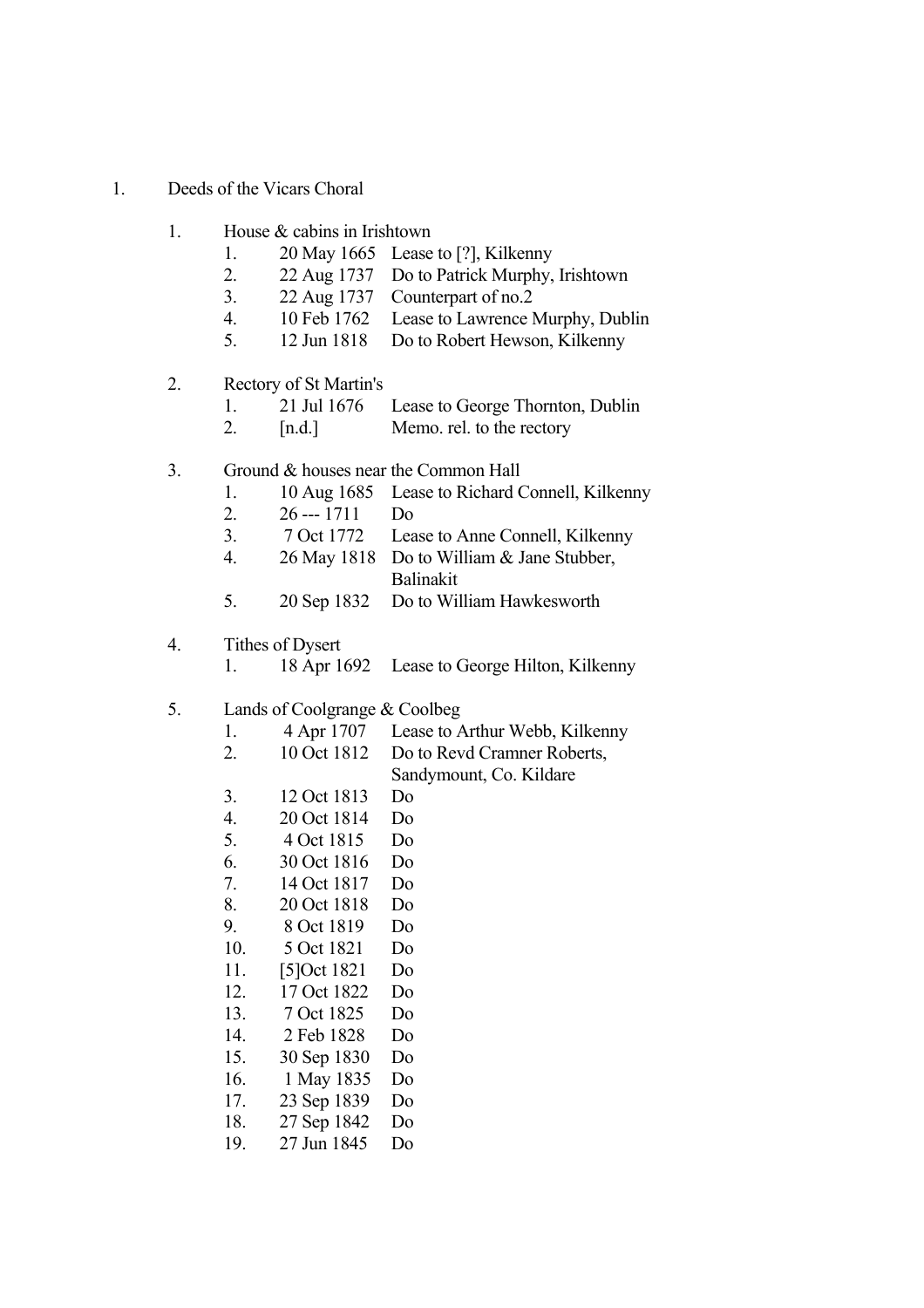1. Deeds of the Vicars Choral

   1. House & cabins in Irishtown
      1. 20 May 1665 Lease to [?], Kilkenny
      2. 22 Aug 1737 Do to Patrick Murphy, Irishtown
      3. 22 Aug 1737 Counterpart of no.2
      4. 10 Feb 1762 Lease to Lawrence Murphy, Dublin
      5. 12 Jun 1818 Do to Robert Hewson, Kilkenny

   2. Rectory of St Martin's
      1. 21 Jul 1676 Lease to George Thornton, Dublin
      2. [n.d.] Memo. rel. to the rectory

   3. Ground & houses near the Common Hall
      1. 10 Aug 1685 Lease to Richard Connell, Kilkenny
      2. 26 --- 1711 Do
      3. 7 Oct 1772 Lease to Anne Connell, Kilkenny
      4. 26 May 1818 Do to William & Jane Stubber, Balinakit
      5. 20 Sep 1832 Do to William Hawkesworth

   4. Tithes of Dysert
      1. 18 Apr 1692 Lease to George Hilton, Kilkenny

   5. Lands of Coolgrange & Coolbeg
      1. 4 Apr 1707 Lease to Arthur Webb, Kilkenny
      2. 10 Oct 1812 Do to Revd Cramner Roberts, Sandymount, Co. Kildare
      3. 12 Oct 1813 Do
      4. 20 Oct 1814 Do
      5. 4 Oct 1815 Do
      6. 30 Oct 1816 Do
      7. 14 Oct 1817 Do
      8. 20 Oct 1818 Do
      9. 8 Oct 1819 Do
      10. 5 Oct 1821 Do
      11. [5]Oct 1821 Do
      12. 17 Oct 1822 Do
      13. 7 Oct 1825 Do
      14. 2 Feb 1828 Do
      15. 30 Sep 1830 Do
      16. 1 May 1835 Do
      17. 23 Sep 1839 Do
      18. 27 Sep 1842 Do
      19. 27 Jun 1845 Do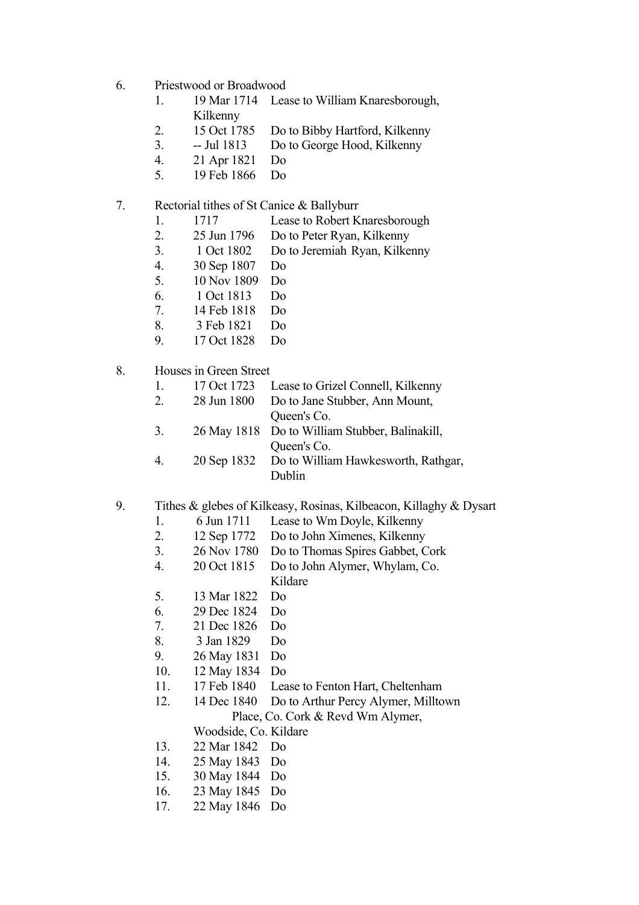6. Priestwood or Broadwood
    1. 19 Mar 1714 Lease to William Knaresborough, Kilkenny
    2. 15 Oct 1785 Do to Bibby Hartford, Kilkenny
    3. -- Jul 1813 Do to George Hood, Kilkenny
    4. 21 Apr 1821 Do
    5. 19 Feb 1866 Do

7. Rectorial tithes of St Canice & Ballyburr
    1. 1717 Lease to Robert Knaresborough
    2. 25 Jun 1796 Do to Peter Ryan, Kilkenny
    3. 1 Oct 1802 Do to Jeremiah Ryan, Kilkenny
    4. 30 Sep 1807 Do
    5. 10 Nov 1809 Do
    6. 1 Oct 1813 Do
    7. 14 Feb 1818 Do
    8. 3 Feb 1821 Do
    9. 17 Oct 1828 Do

8. Houses in Green Street
    1. 17 Oct 1723 Lease to Grizel Connell, Kilkenny
    2. 28 Jun 1800 Do to Jane Stubber, Ann Mount, Queen's Co.
    3. 26 May 1818 Do to William Stubber, Balinakill, Queen's Co.
    4. 20 Sep 1832 Do to William Hawkesworth, Rathgar, Dublin

9. Tithes & glebes of Kilkeasy, Rosinas, Kilbeacon, Killaghy & Dysart
    1. 6 Jun 1711 Lease to Wm Doyle, Kilkenny
    2. 12 Sep 1772 Do to John Ximenes, Kilkenny
    3. 26 Nov 1780 Do to Thomas Spires Gabbet, Cork
    4. 20 Oct 1815 Do to John Alymer, Whylam, Co. Kildare
    5. 13 Mar 1822 Do
    6. 29 Dec 1824 Do
    7. 21 Dec 1826 Do
    8. 3 Jan 1829 Do
    9. 26 May 1831 Do
    10. 12 May 1834 Do
    11. 17 Feb 1840 Lease to Fenton Hart, Cheltenham
    12. 14 Dec 1840 Do to Arthur Percy Alymer, Milltown Place, Co. Cork & Revd Wm Alymer, Woodside, Co. Kildare
    13. 22 Mar 1842 Do
    14. 25 May 1843 Do
    15. 30 May 1844 Do
    16. 23 May 1845 Do
    17. 22 May 1846 Do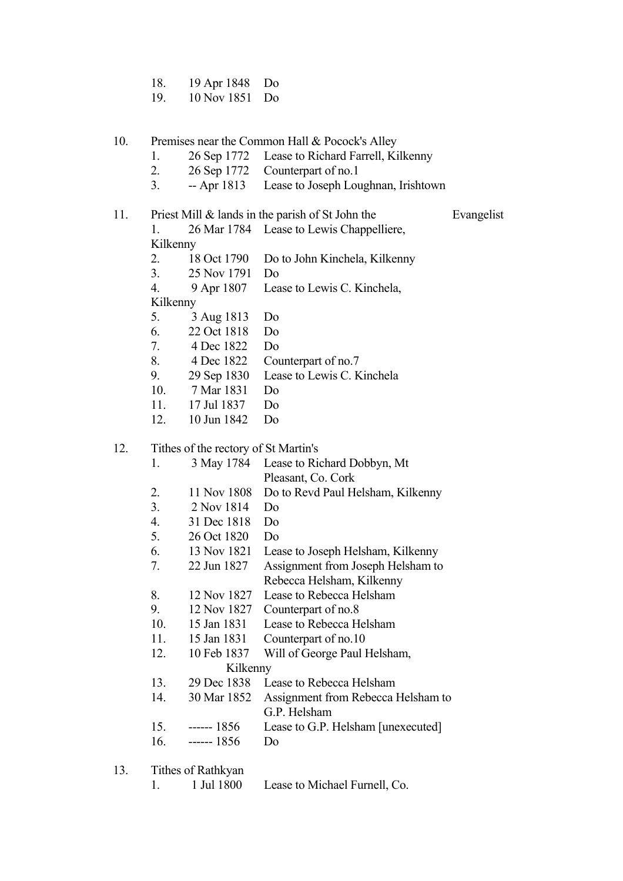18. 19 Apr 1848 Do
19. 10 Nov 1851 Do

10. Premises near the Common Hall & Pocock's Alley
    1. 26 Sep 1772 Lease to Richard Farrell, Kilkenny
    2. 26 Sep 1772 Counterpart of no.1
    3. -- Apr 1813 Lease to Joseph Loughnan, Irishtown

11. Priest Mill & lands in the parish of St John the Evangelist
    1. 26 Mar 1784 Lease to Lewis Chappelliere, Kilkenny
    2. 18 Oct 1790 Do to John Kinchela, Kilkenny
    3. 25 Nov 1791 Do
    4. 9 Apr 1807 Lease to Lewis C. Kinchela, Kilkenny
    5. 3 Aug 1813 Do
    6. 22 Oct 1818 Do
    7. 4 Dec 1822 Do
    8. 4 Dec 1822 Counterpart of no.7
    9. 29 Sep 1830 Lease to Lewis C. Kinchela
    10. 7 Mar 1831 Do
    11. 17 Jul 1837 Do
    12. 10 Jun 1842 Do

12. Tithes of the rectory of St Martin's
    1. 3 May 1784 Lease to Richard Dobbyn, Mt Pleasant, Co. Cork
    2. 11 Nov 1808 Do to Revd Paul Helsham, Kilkenny
    3. 2 Nov 1814 Do
    4. 31 Dec 1818 Do
    5. 26 Oct 1820 Do
    6. 13 Nov 1821 Lease to Joseph Helsham, Kilkenny
    7. 22 Jun 1827 Assignment from Joseph Helsham to Rebecca Helsham, Kilkenny
    8. 12 Nov 1827 Lease to Rebecca Helsham
    9. 12 Nov 1827 Counterpart of no.8
    10. 15 Jan 1831 Lease to Rebecca Helsham
    11. 15 Jan 1831 Counterpart of no.10
    12. 10 Feb 1837 Will of George Paul Helsham, Kilkenny
    13. 29 Dec 1838 Lease to Rebecca Helsham
    14. 30 Mar 1852 Assignment from Rebecca Helsham to G.P. Helsham
    15. ------ 1856 Lease to G.P. Helsham [unexecuted]
    16. ------ 1856 Do

13. Tithes of Rathkyan
    1. 1 Jul 1800 Lease to Michael Furnell, Co.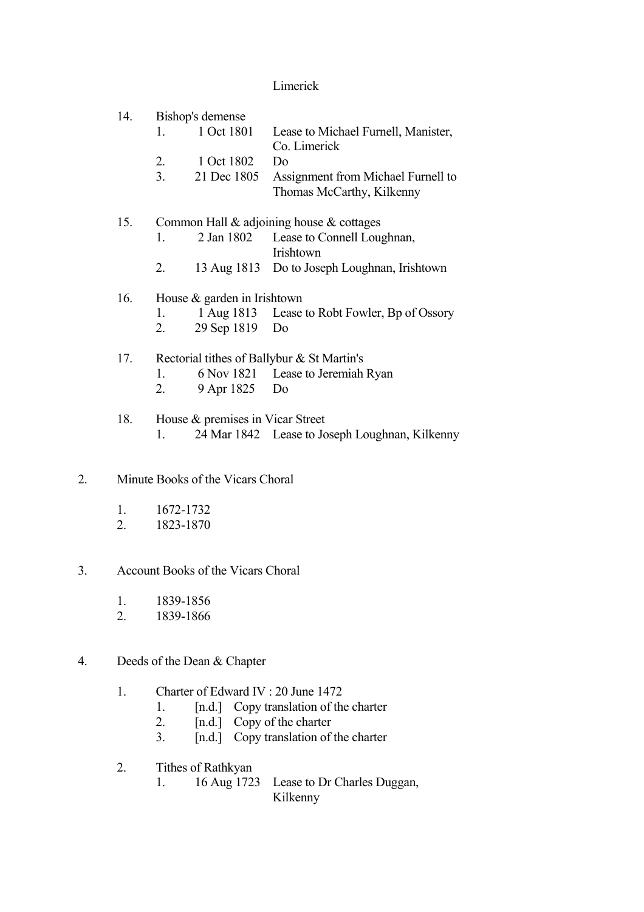Limerick

14. Bishop's demense
    1. 1 Oct 1801 Lease to Michael Furnell, Manister, Co. Limerick
    2. 1 Oct 1802 Do
    3. 21 Dec 1805 Assignment from Michael Furnell to Thomas McCarthy, Kilkenny

15. Common Hall & adjoining house & cottages
    1. 2 Jan 1802 Lease to Connell Loughnan, Irishtown
    2. 13 Aug 1813 Do to Joseph Loughnan, Irishtown

16. House & garden in Irishtown
    1. 1 Aug 1813 Lease to Robt Fowler, Bp of Ossory
    2. 29 Sep 1819 Do

17. Rectorial tithes of Ballybur & St Martin's
    1. 6 Nov 1821 Lease to Jeremiah Ryan
    2. 9 Apr 1825 Do

18. House & premises in Vicar Street
    1. 24 Mar 1842 Lease to Joseph Loughnan, Kilkenny

2. Minute Books of the Vicars Choral

    1. 1672-1732
    2. 1823-1870

3. Account Books of the Vicars Choral

    1. 1839-1856
    2. 1839-1866

4. Deeds of the Dean & Chapter

    1. Charter of Edward IV : 20 June 1472
        1. [n.d.] Copy translation of the charter
        2. [n.d.] Copy of the charter
        3. [n.d.] Copy translation of the charter

    2. Tithes of Rathkyan
        1. 16 Aug 1723 Lease to Dr Charles Duggan, Kilkenny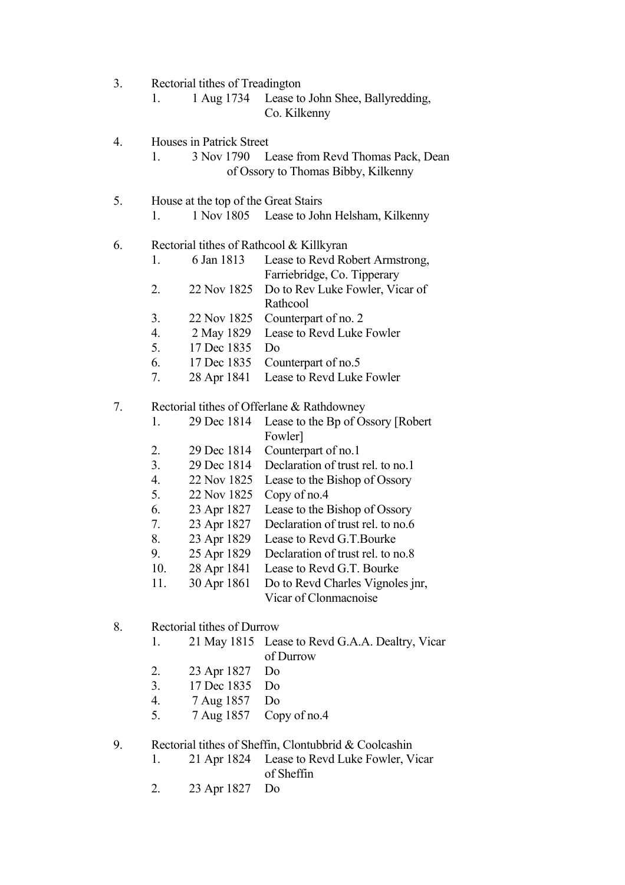3. Rectorial tithes of Treadington
   1. 1 Aug 1734 Lease to John Shee, Ballyredding, Co. Kilkenny

4. Houses in Patrick Street
   1. 3 Nov 1790 Lease from Revd Thomas Pack, Dean of Ossory to Thomas Bibby, Kilkenny

5. House at the top of the Great Stairs
   1. 1 Nov 1805 Lease to John Helsham, Kilkenny

6. Rectorial tithes of Rathcool & Killkyran
   1. 6 Jan 1813 Lease to Revd Robert Armstrong, Farriebridge, Co. Tipperary
   2. 22 Nov 1825 Do to Rev Luke Fowler, Vicar of Rathcool
   3. 22 Nov 1825 Counterpart of no. 2
   4. 2 May 1829 Lease to Revd Luke Fowler
   5. 17 Dec 1835 Do
   6. 17 Dec 1835 Counterpart of no.5
   7. 28 Apr 1841 Lease to Revd Luke Fowler

7. Rectorial tithes of Offerlane & Rathdowney
   1. 29 Dec 1814 Lease to the Bp of Ossory [Robert Fowler]
   2. 29 Dec 1814 Counterpart of no.1
   3. 29 Dec 1814 Declaration of trust rel. to no.1
   4. 22 Nov 1825 Lease to the Bishop of Ossory
   5. 22 Nov 1825 Copy of no.4
   6. 23 Apr 1827 Lease to the Bishop of Ossory
   7. 23 Apr 1827 Declaration of trust rel. to no.6
   8. 23 Apr 1829 Lease to Revd G.T.Bourke
   9. 25 Apr 1829 Declaration of trust rel. to no.8
   10. 28 Apr 1841 Lease to Revd G.T. Bourke
   11. 30 Apr 1861 Do to Revd Charles Vignoles jnr, Vicar of Clonmacnoise

8. Rectorial tithes of Durrow
   1. 21 May 1815 Lease to Revd G.A.A. Dealtry, Vicar of Durrow
   2. 23 Apr 1827 Do
   3. 17 Dec 1835 Do
   4. 7 Aug 1857 Do
   5. 7 Aug 1857 Copy of no.4

9. Rectorial tithes of Sheffin, Clontubbrid & Coolcashin
   1. 21 Apr 1824 Lease to Revd Luke Fowler, Vicar of Sheffin
   2. 23 Apr 1827 Do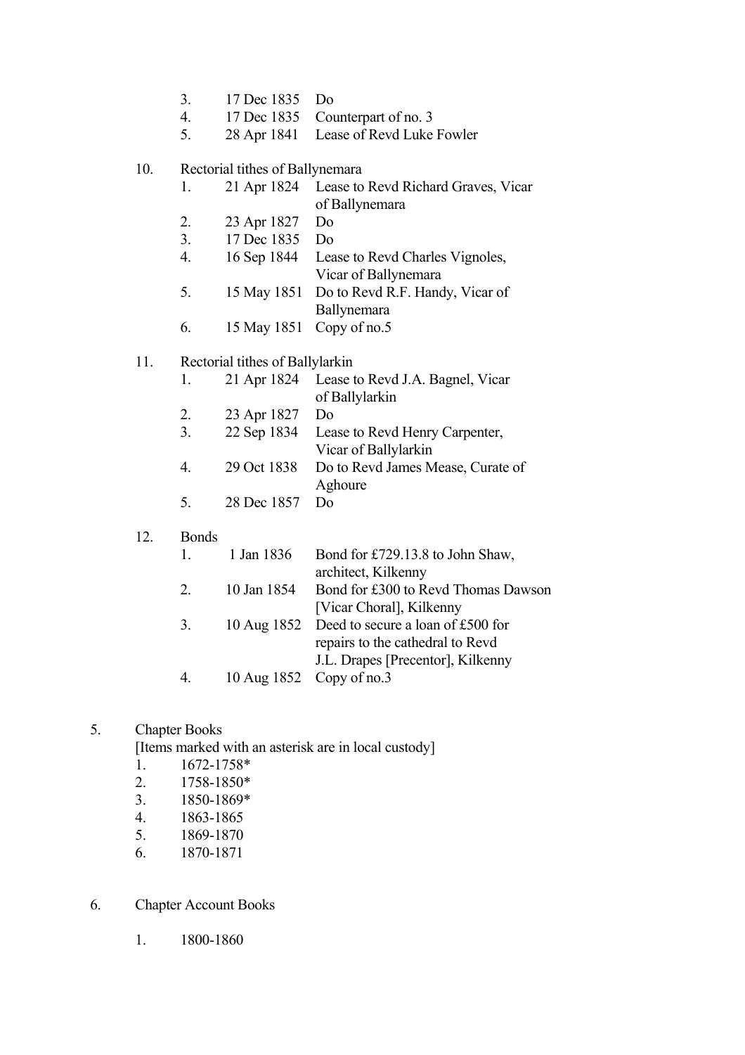3. 17 Dec 1835 Do
4. 17 Dec 1835 Counterpart of no. 3
5. 28 Apr 1841 Lease of Revd Luke Fowler

10. Rectorial tithes of Ballynemara

| | | |
|---|---|---|
| 1. | 21 Apr 1824 | Lease to Revd Richard Graves, Vicar of Ballynemara |
| 2. | 23 Apr 1827 | Do |
| 3. | 17 Dec 1835 | Do |
| 4. | 16 Sep 1844 | Lease to Revd Charles Vignoles, Vicar of Ballynemara |
| 5. | 15 May 1851 | Do to Revd R.F. Handy, Vicar of Ballynemara |
| 6. | 15 May 1851 | Copy of no.5 |

11. Rectorial tithes of Ballylarkin

| | | |
|---|---|---|
| 1. | 21 Apr 1824 | Lease to Revd J.A. Bagnel, Vicar of Ballylarkin |
| 2. | 23 Apr 1827 | Do |
| 3. | 22 Sep 1834 | Lease to Revd Henry Carpenter, Vicar of Ballylarkin |
| 4. | 29 Oct 1838 | Do to Revd James Mease, Curate of Aghoure |
| 5. | 28 Dec 1857 | Do |

12. Bonds

| | | |
|---|---|---|
| 1. | 1 Jan 1836 | Bond for £729.13.8 to John Shaw, architect, Kilkenny |
| 2. | 10 Jan 1854 | Bond for £300 to Revd Thomas Dawson [Vicar Choral], Kilkenny |
| 3. | 10 Aug 1852 | Deed to secure a loan of £500 for repairs to the cathedral to Revd J.L. Drapes [Precentor], Kilkenny |
| 4. | 10 Aug 1852 | Copy of no.3 |

## 5. Chapter Books

[Items marked with an asterisk are in local custody]

1. 1672-1758*
2. 1758-1850*
3. 1850-1869*
4. 1863-1865
5. 1869-1870
6. 1870-1871

## 6. Chapter Account Books

1. 1800-1860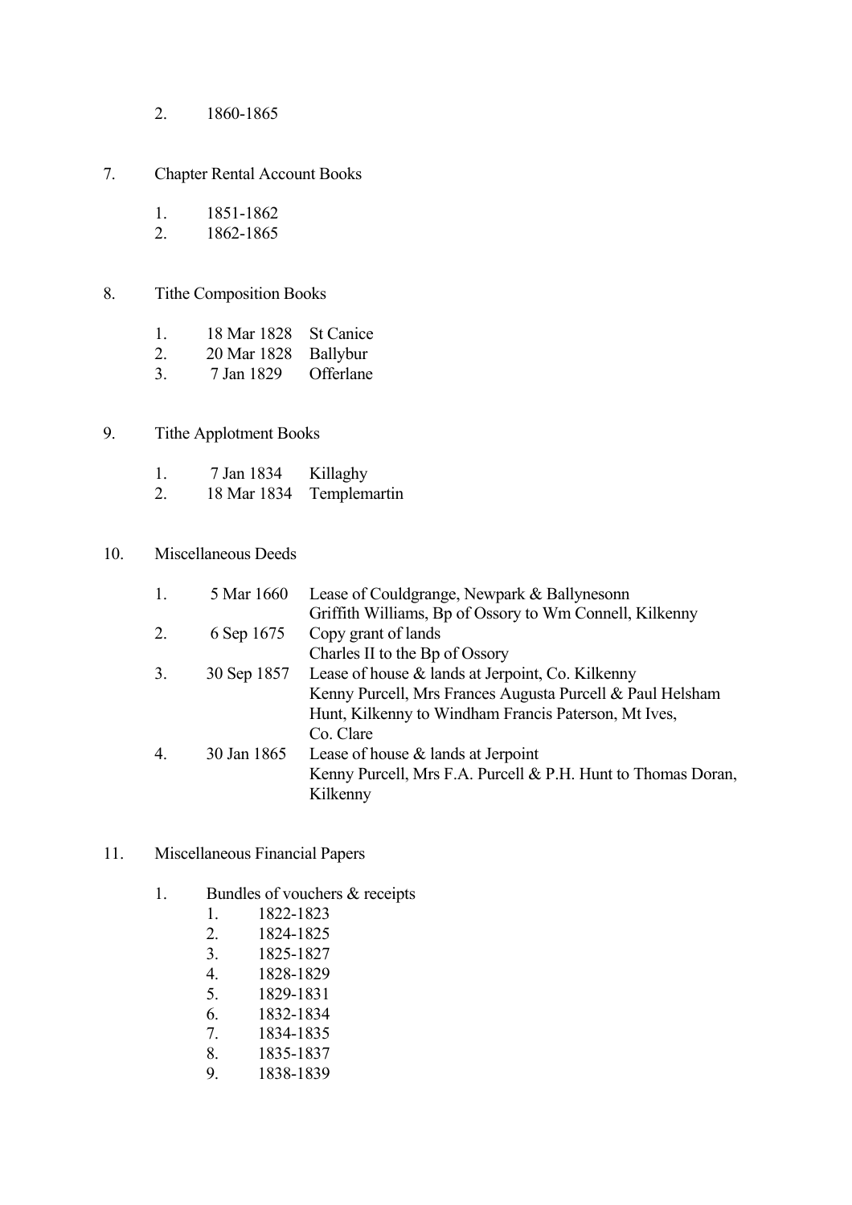2. 1860-1865

7. Chapter Rental Account Books

    1. 1851-1862
    2. 1862-1865

8. Tithe Composition Books

| | | |
|---|---|---|
| 1. | 18 Mar 1828 | St Canice |
| 2. | 20 Mar 1828 | Ballybur |
| 3. | 7 Jan 1829 | Offerlane |

9. Tithe Applotment Books

| | | |
|---|---|---|
| 1. | 7 Jan 1834 | Killaghy |
| 2. | 18 Mar 1834 | Templemartin |

10. Miscellaneous Deeds

| | | |
|---|---|---|
| 1. | 5 Mar 1660 | Lease of Couldgrange, Newpark & Ballynesonn<br>Griffith Williams, Bp of Ossory to Wm Connell, Kilkenny |
| 2. | 6 Sep 1675 | Copy grant of lands<br>Charles II to the Bp of Ossory |
| 3. | 30 Sep 1857 | Lease of house & lands at Jerpoint, Co. Kilkenny<br>Kenny Purcell, Mrs Frances Augusta Purcell & Paul Helsham Hunt, Kilkenny to Windham Francis Paterson, Mt Ives, Co. Clare |
| 4. | 30 Jan 1865 | Lease of house & lands at Jerpoint<br>Kenny Purcell, Mrs F.A. Purcell & P.H. Hunt to Thomas Doran, Kilkenny |

11. Miscellaneous Financial Papers

    1. Bundles of vouchers & receipts
        1. 1822-1823
        2. 1824-1825
        3. 1825-1827
        4. 1828-1829
        5. 1829-1831
        6. 1832-1834
        7. 1834-1835
        8. 1835-1837
        9. 1838-1839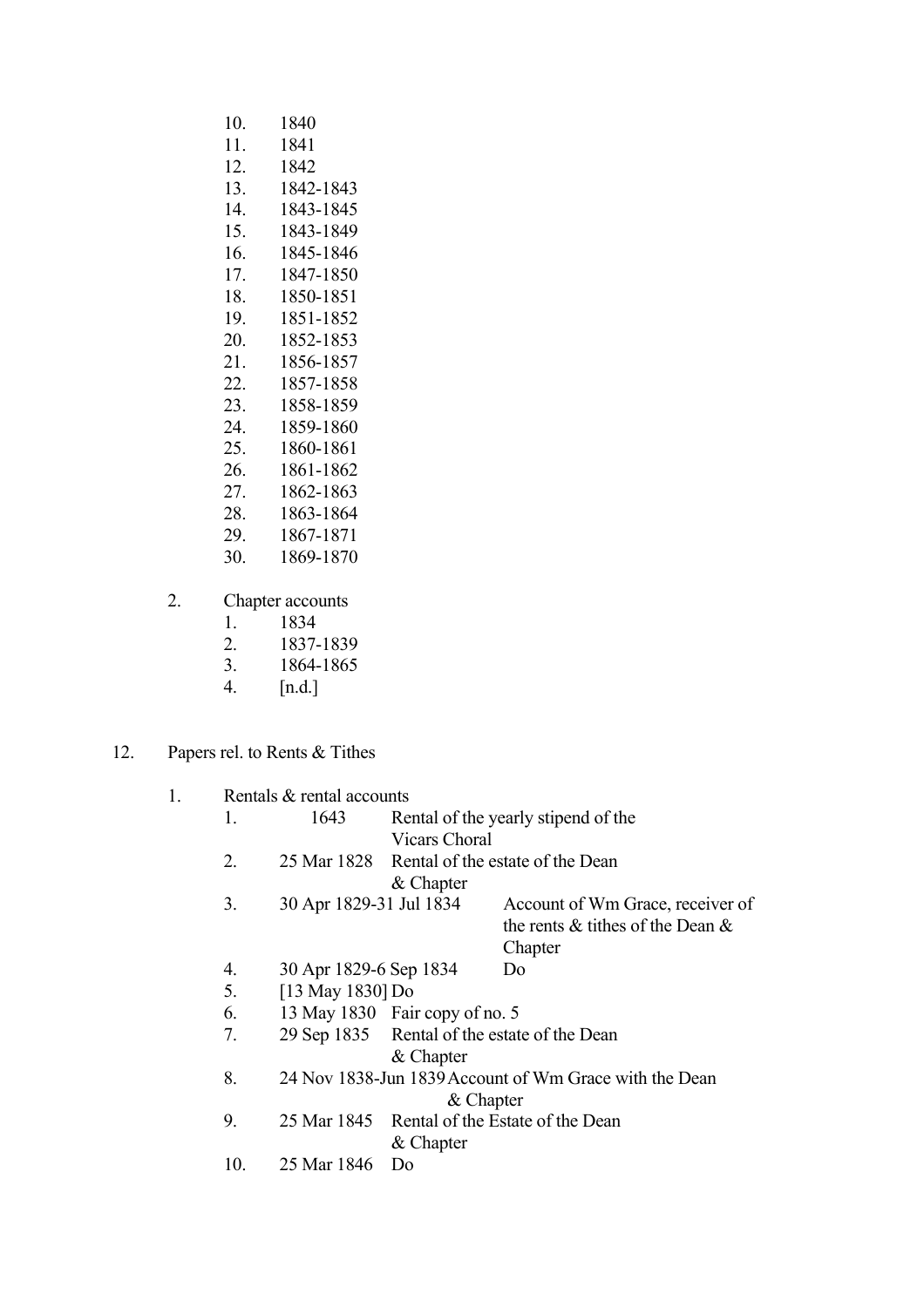10. 1840
11. 1841
12. 1842
13. 1842-1843
14. 1843-1845
15. 1843-1849
16. 1845-1846
17. 1847-1850
18. 1850-1851
19. 1851-1852
20. 1852-1853
21. 1856-1857
22. 1857-1858
23. 1858-1859
24. 1859-1860
25. 1860-1861
26. 1861-1862
27. 1862-1863
28. 1863-1864
29. 1867-1871
30. 1869-1870

2. Chapter accounts
   1. 1834
   2. 1837-1839
   3. 1864-1865
   4. [n.d.]

12. Papers rel. to Rents & Tithes

1. Rentals & rental accounts

| | | |
|---|---|---|
| 1. | 1643 | Rental of the yearly stipend of the Vicars Choral |
| 2. | 25 Mar 1828 | Rental of the estate of the Dean & Chapter |
| 3. | 30 Apr 1829-31 Jul 1834 | Account of Wm Grace, receiver of the rents & tithes of the Dean & Chapter |
| 4. | 30 Apr 1829-6 Sep 1834 | Do |
| 5. | [13 May 1830] | Do |
| 6. | 13 May 1830 | Fair copy of no. 5 |
| 7. | 29 Sep 1835 | Rental of the estate of the Dean & Chapter |
| 8. | 24 Nov 1838-Jun 1839 | Account of Wm Grace with the Dean & Chapter |
| 9. | 25 Mar 1845 | Rental of the Estate of the Dean & Chapter |
| 10. | 25 Mar 1846 | Do |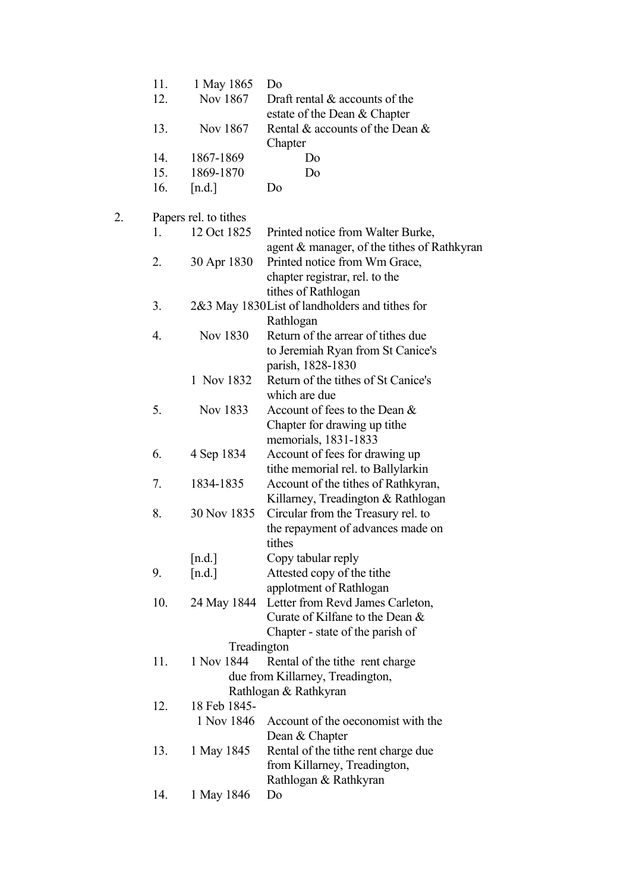| | | |
|---|---|---|
| 11. | 1 May 1865 | Do |
| 12. | Nov 1867 | Draft rental & accounts of the estate of the Dean & Chapter |
| 13. | Nov 1867 | Rental & accounts of the Dean & Chapter |
| 14. | 1867-1869 | Do |
| 15. | 1869-1870 | Do |
| 16. | [n.d.] | Do |

2. Papers rel. to tithes

| | | |
|---|---|---|
| 1. | 12 Oct 1825 | Printed notice from Walter Burke, agent & manager, of the tithes of Rathkyran |
| 2. | 30 Apr 1830 | Printed notice from Wm Grace, chapter registrar, rel. to the tithes of Rathlogan |
| 3. | 2&3 May 1830 | List of landholders and tithes for Rathlogan |
| 4. | Nov 1830 | Return of the arrear of tithes due to Jeremiah Ryan from St Canice's parish, 1828-1830 |
| | 1 Nov 1832 | Return of the tithes of St Canice's which are due |
| 5. | Nov 1833 | Account of fees to the Dean & Chapter for drawing up tithe memorials, 1831-1833 |
| 6. | 4 Sep 1834 | Account of fees for drawing up tithe memorial rel. to Ballylarkin |
| 7. | 1834-1835 | Account of the tithes of Rathkyran, Killarney, Treadington & Rathlogan |
| 8. | 30 Nov 1835 | Circular from the Treasury rel. to the repayment of advances made on tithes |
| | [n.d.] | Copy tabular reply |
| 9. | [n.d.] | Attested copy of the tithe applotment of Rathlogan |
| 10. | 24 May 1844 | Letter from Revd James Carleton, Curate of Kilfane to the Dean & Chapter - state of the parish of Treadington |
| 11. | 1 Nov 1844 | Rental of the tithe rent charge due from Killarney, Treadington, Rathlogan & Rathkyran |
| 12. | 18 Feb 1845-1 Nov 1846 | Account of the oeconomist with the Dean & Chapter |
| 13. | 1 May 1845 | Rental of the tithe rent charge due from Killarney, Treadington, Rathlogan & Rathkyran |
| 14. | 1 May 1846 | Do |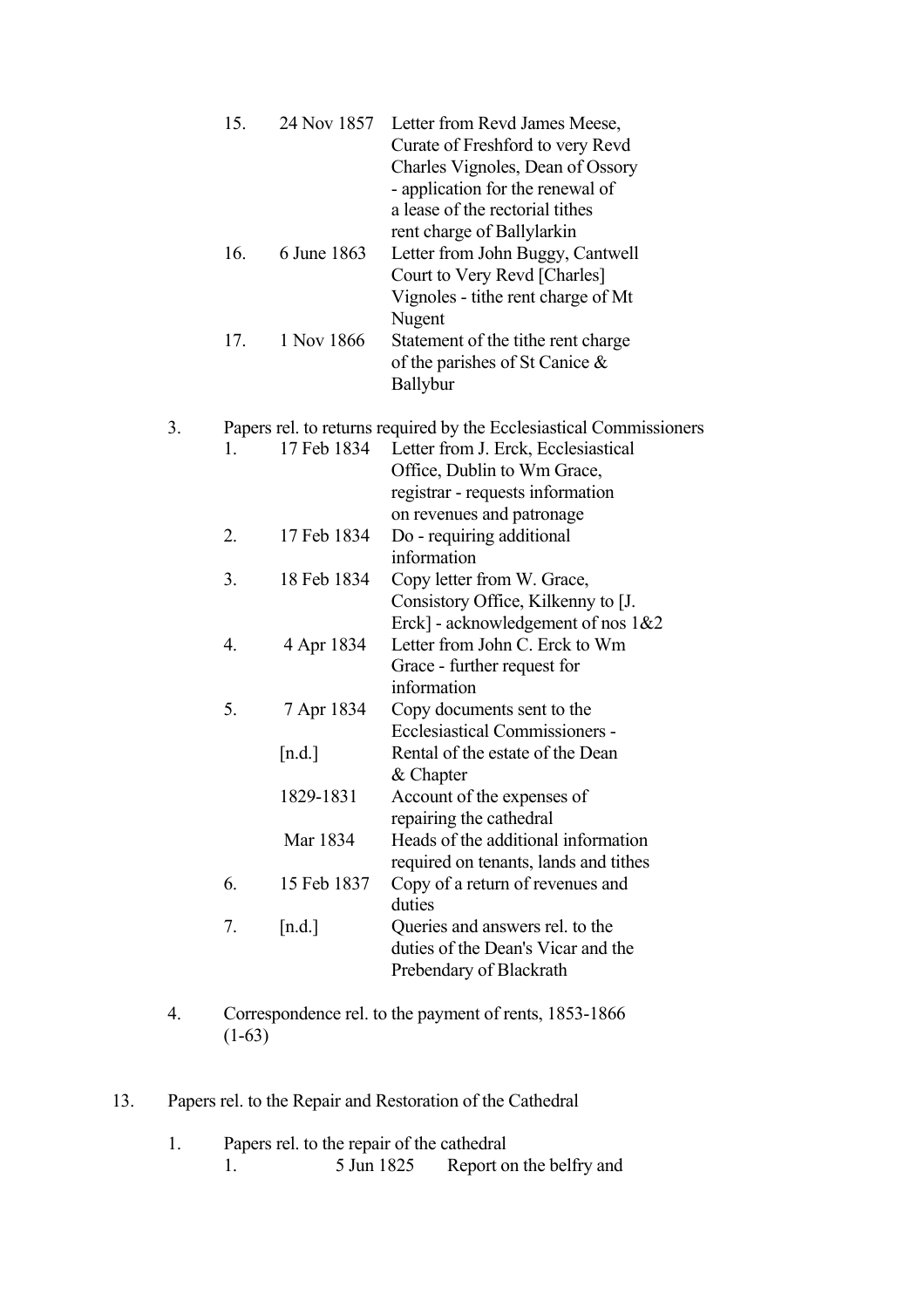15. 24 Nov 1857 Letter from Revd James Meese, Curate of Freshford to very Revd Charles Vignoles, Dean of Ossory - application for the renewal of a lease of the rectorial tithes rent charge of Ballylarkin
16. 6 June 1863 Letter from John Buggy, Cantwell Court to Very Revd [Charles] Vignoles - tithe rent charge of Mt Nugent
17. 1 Nov 1866 Statement of the tithe rent charge of the parishes of St Canice & Ballybur

3. Papers rel. to returns required by the Ecclesiastical Commissioners
   1. 17 Feb 1834 Letter from J. Erck, Ecclesiastical Office, Dublin to Wm Grace, registrar - requests information on revenues and patronage
   2. 17 Feb 1834 Do - requiring additional information
   3. 18 Feb 1834 Copy letter from W. Grace, Consistory Office, Kilkenny to [J. Erck] - acknowledgement of nos 1&2
   4. 4 Apr 1834 Letter from John C. Erck to Wm Grace - further request for information
   5. 7 Apr 1834 Copy documents sent to the Ecclesiastical Commissioners -
      - [n.d.] Rental of the estate of the Dean & Chapter
      - 1829-1831 Account of the expenses of repairing the cathedral
      - Mar 1834 Heads of the additional information required on tenants, lands and tithes
   6. 15 Feb 1837 Copy of a return of revenues and duties
   7. [n.d.] Queries and answers rel. to the duties of the Dean's Vicar and the Prebendary of Blackrath

4. Correspondence rel. to the payment of rents, 1853-1866 (1-63)

13. Papers rel. to the Repair and Restoration of the Cathedral

1. Papers rel. to the repair of the cathedral
   1. 5 Jun 1825 Report on the belfry and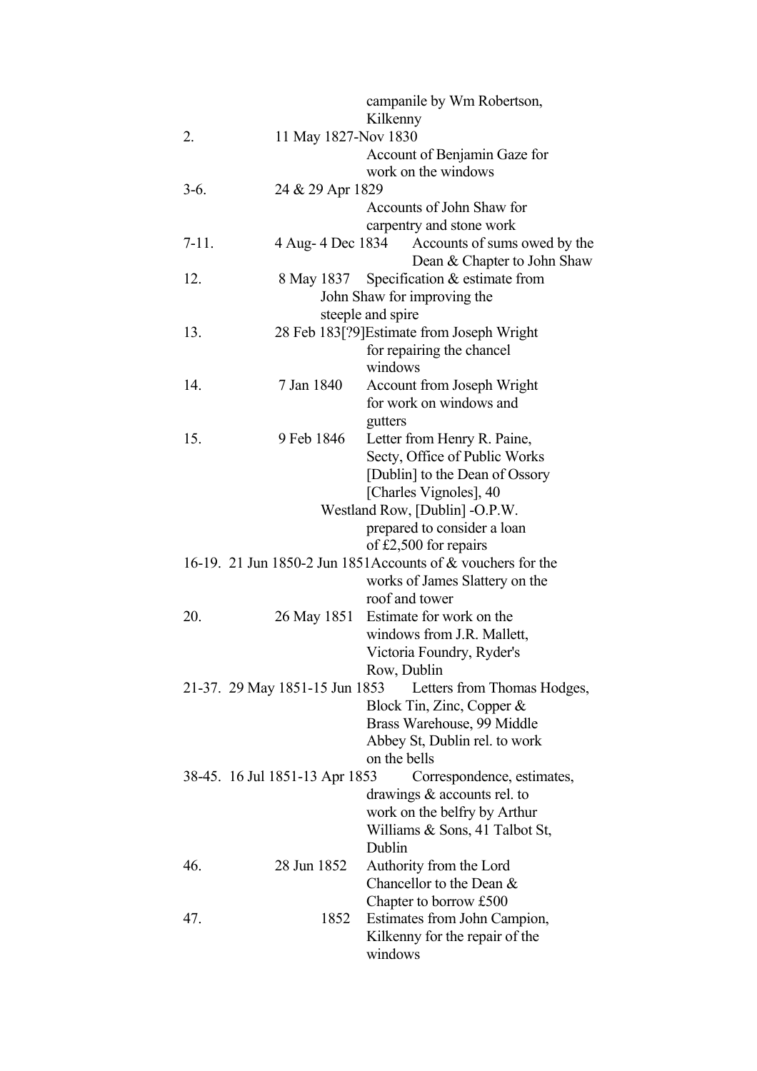| | | |
|---|---|---|
| | | campanile by Wm Robertson, Kilkenny |
| 2. | 11 May 1827-Nov 1830 | Account of Benjamin Gaze for work on the windows |
| 3-6. | 24 & 29 Apr 1829 | Accounts of John Shaw for carpentry and stone work |
| 7-11. | 4 Aug- 4 Dec 1834 | Accounts of sums owed by the Dean & Chapter to John Shaw |
| 12. | 8 May 1837 | Specification & estimate from John Shaw for improving the steeple and spire |
| 13. | 28 Feb 183[?9] | Estimate from Joseph Wright for repairing the chancel windows |
| 14. | 7 Jan 1840 | Account from Joseph Wright for work on windows and gutters |
| 15. | 9 Feb 1846 | Letter from Henry R. Paine, Secty, Office of Public Works [Dublin] to the Dean of Ossory [Charles Vignoles], 40 Westland Row, [Dublin] -O.P.W. prepared to consider a loan of £2,500 for repairs |
| 16-19. | 21 Jun 1850-2 Jun 1851 | Accounts of & vouchers for the works of James Slattery on the roof and tower |
| 20. | 26 May 1851 | Estimate for work on the windows from J.R. Mallett, Victoria Foundry, Ryder's Row, Dublin |
| 21-37. | 29 May 1851-15 Jun 1853 | Letters from Thomas Hodges, Block Tin, Zinc, Copper & Brass Warehouse, 99 Middle Abbey St, Dublin rel. to work on the bells |
| 38-45. | 16 Jul 1851-13 Apr 1853 | Correspondence, estimates, drawings & accounts rel. to work on the belfry by Arthur Williams & Sons, 41 Talbot St, Dublin |
| 46. | 28 Jun 1852 | Authority from the Lord Chancellor to the Dean & Chapter to borrow £500 |
| 47. | 1852 | Estimates from John Campion, Kilkenny for the repair of the windows |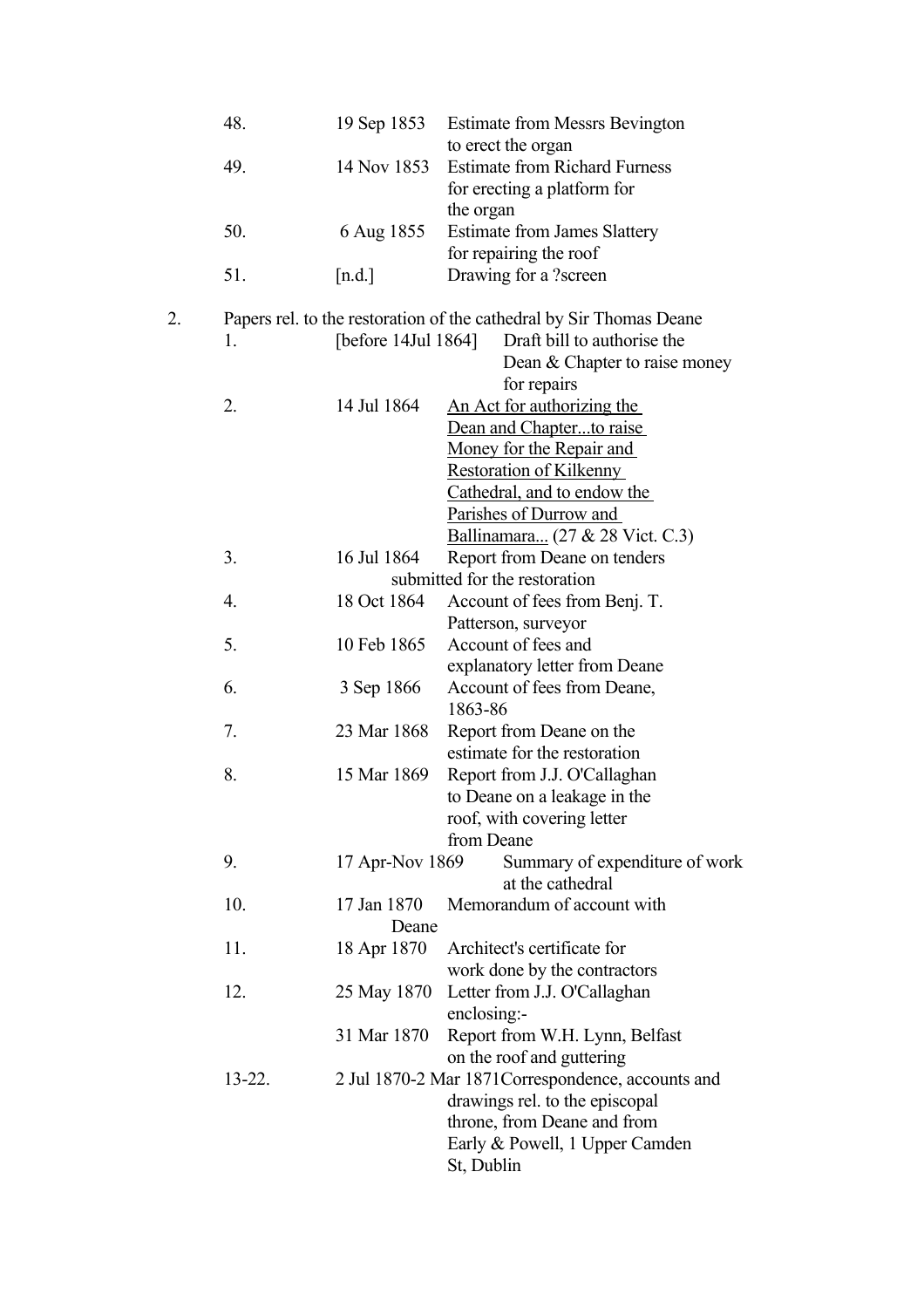| | | |
|---|---|---|
| 48. | 19 Sep 1853 | Estimate from Messrs Bevington to erect the organ |
| 49. | 14 Nov 1853 | Estimate from Richard Furness for erecting a platform for the organ |
| 50. | 6 Aug 1855 | Estimate from James Slattery for repairing the roof |
| 51. | [n.d.] | Drawing for a ?screen |

2. Papers rel. to the restoration of the cathedral by Sir Thomas Deane

| | | |
|---|---|---|
| 1. | [before 14Jul 1864] | Draft bill to authorise the Dean & Chapter to raise money for repairs |
| 2. | 14 Jul 1864 | <u>An Act for authorizing the Dean and Chapter...to raise Money for the Repair and Restoration of Kilkenny Cathedral, and to endow the Parishes of Durrow and Ballinamara...</u> (27 & 28 Vict. C.3) |
| 3. | 16 Jul 1864 | Report from Deane on tenders submitted for the restoration |
| 4. | 18 Oct 1864 | Account of fees from Benj. T. Patterson, surveyor |
| 5. | 10 Feb 1865 | Account of fees and explanatory letter from Deane |
| 6. | 3 Sep 1866 | Account of fees from Deane, 1863-86 |
| 7. | 23 Mar 1868 | Report from Deane on the estimate for the restoration |
| 8. | 15 Mar 1869 | Report from J.J. O'Callaghan to Deane on a leakage in the roof, with covering letter from Deane |
| 9. | 17 Apr-Nov 1869 | Summary of expenditure of work at the cathedral |
| 10. | 17 Jan 1870 | Memorandum of account with Deane |
| 11. | 18 Apr 1870 | Architect's certificate for work done by the contractors |
| 12. | 25 May 1870 | Letter from J.J. O'Callaghan enclosing:- |
| | 31 Mar 1870 | Report from W.H. Lynn, Belfast on the roof and guttering |
| 13-22. | 2 Jul 1870-2 Mar 1871 | Correspondence, accounts and drawings rel. to the episcopal throne, from Deane and from Early & Powell, 1 Upper Camden St, Dublin |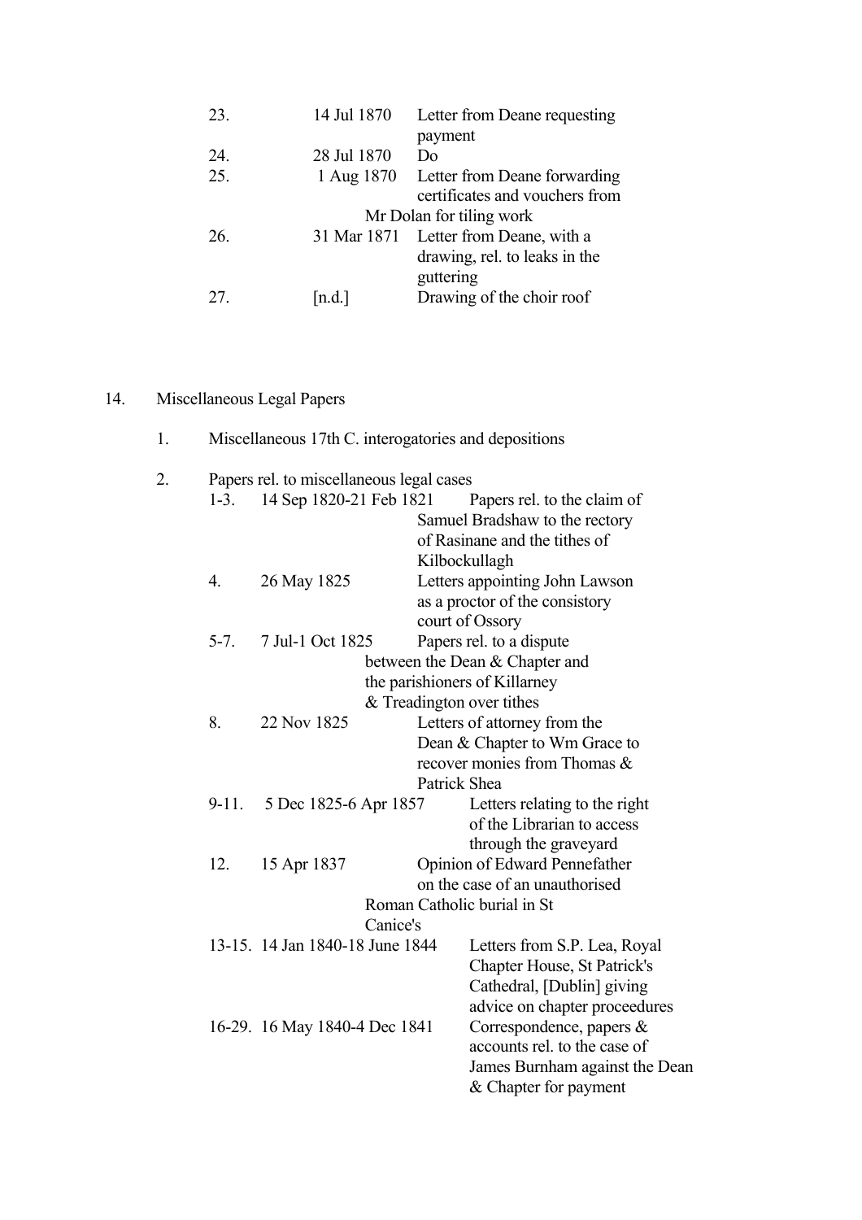| | | |
|---|---|---|
| 23. | 14 Jul 1870 | Letter from Deane requesting payment |
| 24. | 28 Jul 1870 | Do |
| 25. | 1 Aug 1870 | Letter from Deane forwarding certificates and vouchers from Mr Dolan for tiling work |
| 26. | 31 Mar 1871 | Letter from Deane, with a drawing, rel. to leaks in the guttering |
| 27. | [n.d.] | Drawing of the choir roof |

14. Miscellaneous Legal Papers

1. Miscellaneous 17th C. interogatories and depositions

2. Papers rel. to miscellaneous legal cases

| | | |
|---|---|---|
| 1-3. | 14 Sep 1820-21 Feb 1821 | Papers rel. to the claim of Samuel Bradshaw to the rectory of Rasinane and the tithes of Kilbockullagh |
| 4. | 26 May 1825 | Letters appointing John Lawson as a proctor of the consistory court of Ossory |
| 5-7. | 7 Jul-1 Oct 1825 | Papers rel. to a dispute between the Dean & Chapter and the parishioners of Killarney & Treadington over tithes |
| 8. | 22 Nov 1825 | Letters of attorney from the Dean & Chapter to Wm Grace to recover monies from Thomas & Patrick Shea |
| 9-11. | 5 Dec 1825-6 Apr 1857 | Letters relating to the right of the Librarian to access through the graveyard |
| 12. | 15 Apr 1837 | Opinion of Edward Pennefather on the case of an unauthorised Roman Catholic burial in St Canice's |
| 13-15. | 14 Jan 1840-18 June 1844 | Letters from S.P. Lea, Royal Chapter House, St Patrick's Cathedral, [Dublin] giving advice on chapter proceedures |
| 16-29. | 16 May 1840-4 Dec 1841 | Correspondence, papers & accounts rel. to the case of James Burnham against the Dean & Chapter for payment |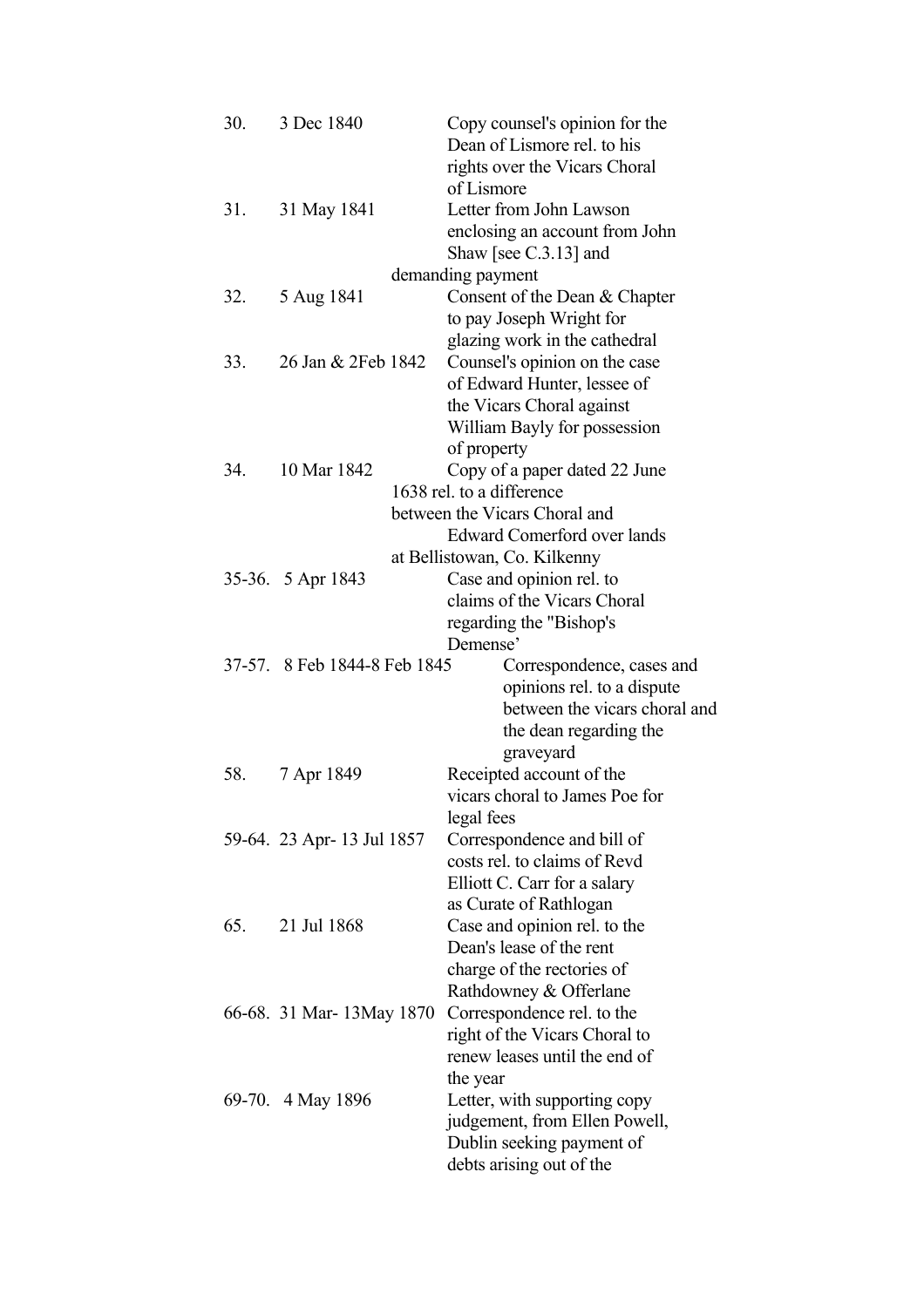| | | |
|---|---|---|
| 30. | 3 Dec 1840 | Copy counsel's opinion for the Dean of Lismore rel. to his rights over the Vicars Choral of Lismore |
| 31. | 31 May 1841 | Letter from John Lawson enclosing an account from John Shaw [see C.3.13] and demanding payment |
| 32. | 5 Aug 1841 | Consent of the Dean & Chapter to pay Joseph Wright for glazing work in the cathedral |
| 33. | 26 Jan & 2Feb 1842 | Counsel's opinion on the case of Edward Hunter, lessee of the Vicars Choral against William Bayly for possession of property |
| 34. | 10 Mar 1842 | Copy of a paper dated 22 June 1638 rel. to a difference between the Vicars Choral and Edward Comerford over lands at Bellistowan, Co. Kilkenny |
| 35-36. | 5 Apr 1843 | Case and opinion rel. to claims of the Vicars Choral regarding the "Bishop's Demense' |
| 37-57. | 8 Feb 1844-8 Feb 1845 | Correspondence, cases and opinions rel. to a dispute between the vicars choral and the dean regarding the graveyard |
| 58. | 7 Apr 1849 | Receipted account of the vicars choral to James Poe for legal fees |
| 59-64. | 23 Apr- 13 Jul 1857 | Correspondence and bill of costs rel. to claims of Revd Elliott C. Carr for a salary as Curate of Rathlogan |
| 65. | 21 Jul 1868 | Case and opinion rel. to the Dean's lease of the rent charge of the rectories of Rathdowney & Offerlane |
| 66-68. | 31 Mar- 13May 1870 | Correspondence rel. to the right of the Vicars Choral to renew leases until the end of the year |
| 69-70. | 4 May 1896 | Letter, with supporting copy judgement, from Ellen Powell, Dublin seeking payment of debts arising out of the |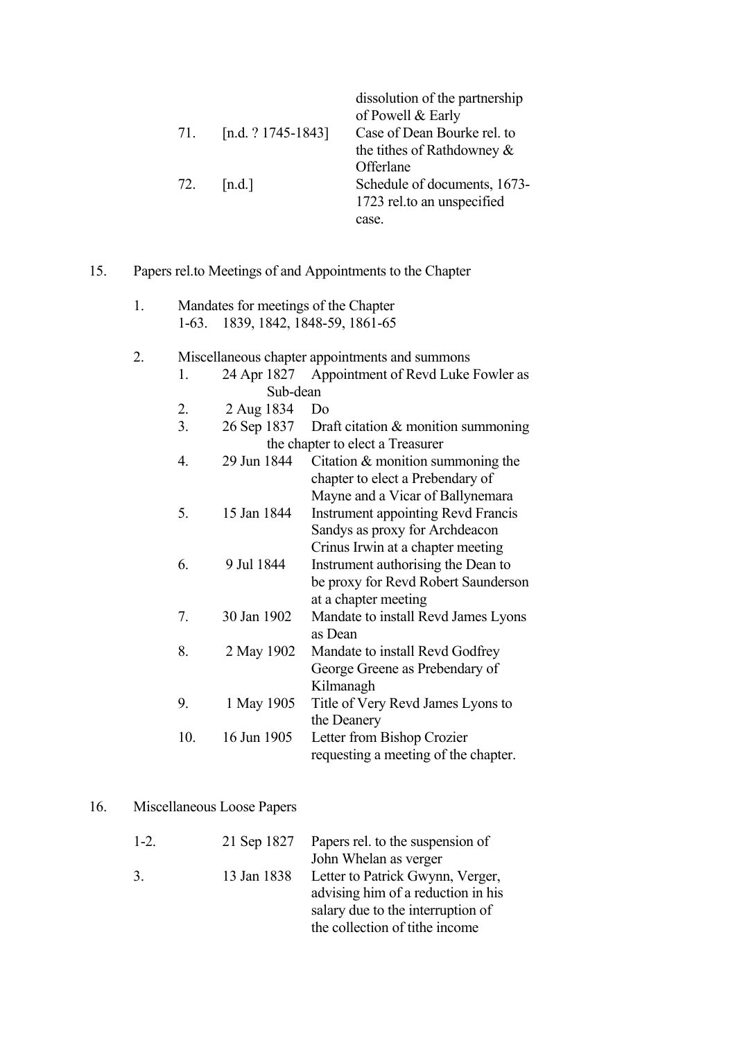|  |  | dissolution of the partnership of Powell & Early |
|---|---|---|
| 71. | [n.d. ? 1745-1843] | Case of Dean Bourke rel. to the tithes of Rathdowney & Offerlane |
| 72. | [n.d.] | Schedule of documents, 1673-1723 rel.to an unspecified case. |

15. Papers rel.to Meetings of and Appointments to the Chapter

1. Mandates for meetings of the Chapter

   1-63. 1839, 1842, 1848-59, 1861-65

2. Miscellaneous chapter appointments and summons

| No. | Date | Description |
|---|---|---|
| 1. | 24 Apr 1827 | Appointment of Revd Luke Fowler as Sub-dean |
| 2. | 2 Aug 1834 | Do |
| 3. | 26 Sep 1837 | Draft citation & monition summoning the chapter to elect a Treasurer |
| 4. | 29 Jun 1844 | Citation & monition summoning the chapter to elect a Prebendary of Mayne and a Vicar of Ballynemara |
| 5. | 15 Jan 1844 | Instrument appointing Revd Francis Sandys as proxy for Archdeacon Crinus Irwin at a chapter meeting |
| 6. | 9 Jul 1844 | Instrument authorising the Dean to be proxy for Revd Robert Saunderson at a chapter meeting |
| 7. | 30 Jan 1902 | Mandate to install Revd James Lyons as Dean |
| 8. | 2 May 1902 | Mandate to install Revd Godfrey George Greene as Prebendary of Kilmanagh |
| 9. | 1 May 1905 | Title of Very Revd James Lyons to the Deanery |
| 10. | 16 Jun 1905 | Letter from Bishop Crozier requesting a meeting of the chapter. |

16. Miscellaneous Loose Papers

| No. | Date | Description |
|---|---|---|
| 1-2. | 21 Sep 1827 | Papers rel. to the suspension of John Whelan as verger |
| 3. | 13 Jan 1838 | Letter to Patrick Gwynn, Verger, advising him of a reduction in his salary due to the interruption of the collection of tithe income |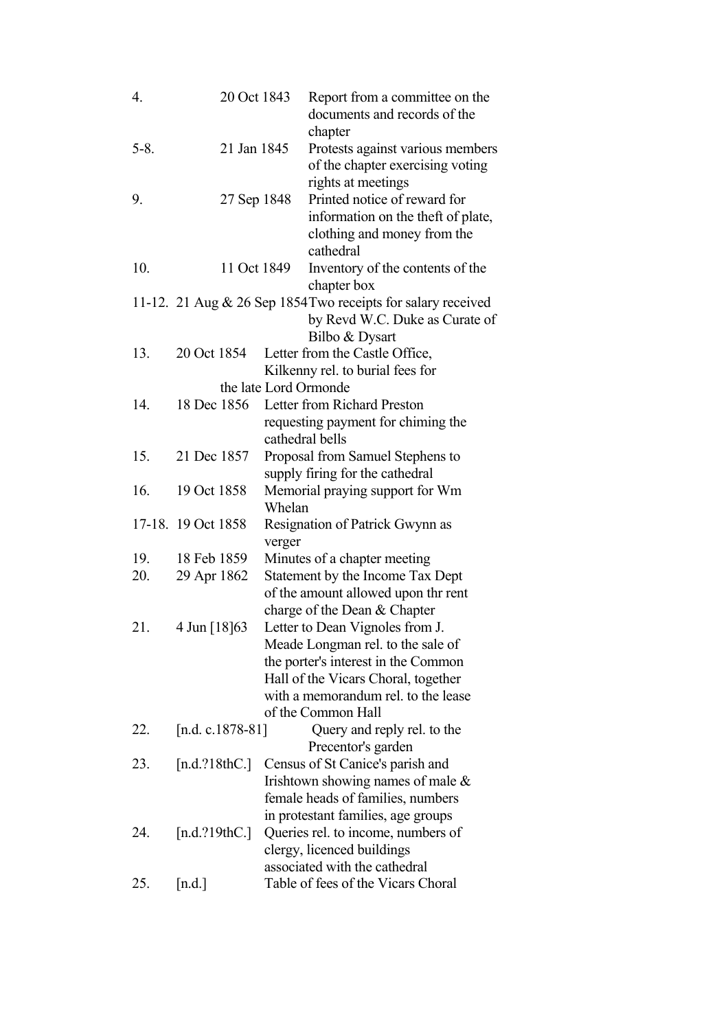| | | |
|---|---|---|
| 4. | 20 Oct 1843 | Report from a committee on the documents and records of the chapter |
| 5-8. | 21 Jan 1845 | Protests against various members of the chapter exercising voting rights at meetings |
| 9. | 27 Sep 1848 | Printed notice of reward for information on the theft of plate, clothing and money from the cathedral |
| 10. | 11 Oct 1849 | Inventory of the contents of the chapter box |
| 11-12. | 21 Aug & 26 Sep 1854 | Two receipts for salary received by Revd W.C. Duke as Curate of Bilbo & Dysart |
| 13. | 20 Oct 1854 | Letter from the Castle Office, Kilkenny rel. to burial fees for the late Lord Ormonde |
| 14. | 18 Dec 1856 | Letter from Richard Preston requesting payment for chiming the cathedral bells |
| 15. | 21 Dec 1857 | Proposal from Samuel Stephens to supply firing for the cathedral |
| 16. | 19 Oct 1858 | Memorial praying support for Wm Whelan |
| 17-18. | 19 Oct 1858 | Resignation of Patrick Gwynn as verger |
| 19. | 18 Feb 1859 | Minutes of a chapter meeting |
| 20. | 29 Apr 1862 | Statement by the Income Tax Dept of the amount allowed upon thr rent charge of the Dean & Chapter |
| 21. | 4 Jun [18]63 | Letter to Dean Vignoles from J. Meade Longman rel. to the sale of the porter's interest in the Common Hall of the Vicars Choral, together with a memorandum rel. to the lease of the Common Hall |
| 22. | [n.d. c.1878-81] | Query and reply rel. to the Precentor's garden |
| 23. | [n.d.?18thC.] | Census of St Canice's parish and Irishtown showing names of male & female heads of families, numbers in protestant families, age groups |
| 24. | [n.d.?19thC.] | Queries rel. to income, numbers of clergy, licenced buildings associated with the cathedral |
| 25. | [n.d.] | Table of fees of the Vicars Choral |